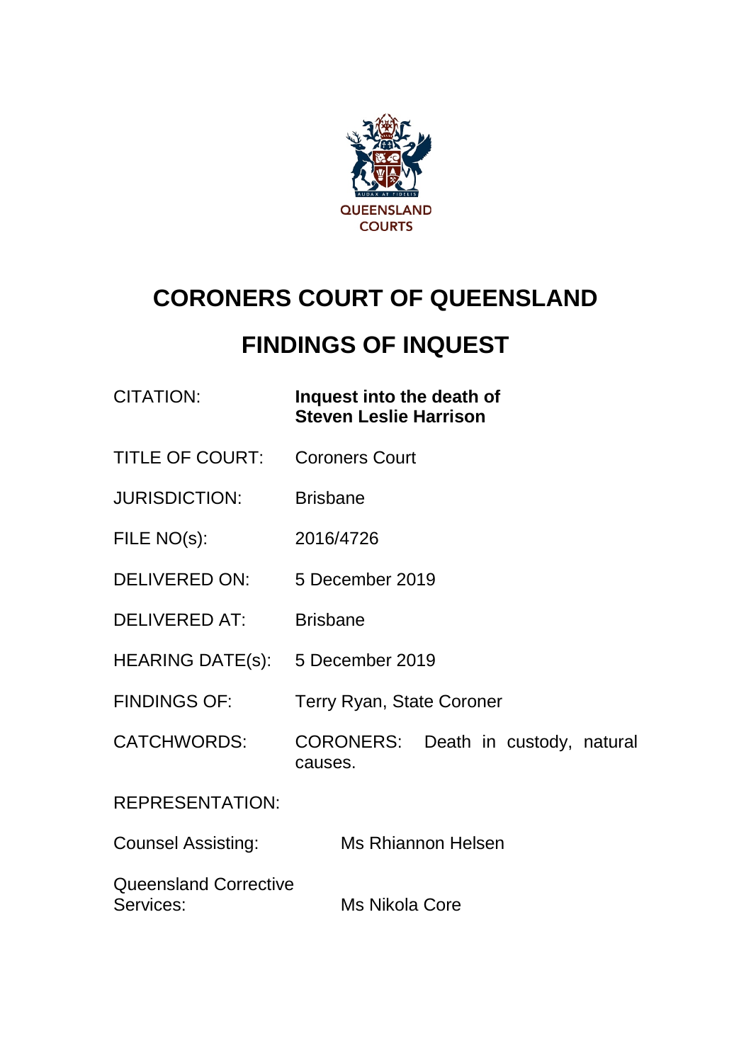QUEENSLAND COURTS

# CORONERS COURT OF QUEENSLAND

# FINDINGS OF INQUEST

| | |
|---|---|
| CITATION: | **Inquest into the death of Steven Leslie Harrison** |
| TITLE OF COURT: | Coroners Court |
| JURISDICTION: | Brisbane |
| FILE NO(s): | 2016/4726 |
| DELIVERED ON: | 5 December 2019 |
| DELIVERED AT: | Brisbane |
| HEARING DATE(s): | 5 December 2019 |
| FINDINGS OF: | Terry Ryan, State Coroner |
| CATCHWORDS: | CORONERS: Death in custody, natural causes. |

REPRESENTATION:

| | |
|---|---|
| Counsel Assisting: | Ms Rhiannon Helsen |
| Queensland Corrective Services: | Ms Nikola Core |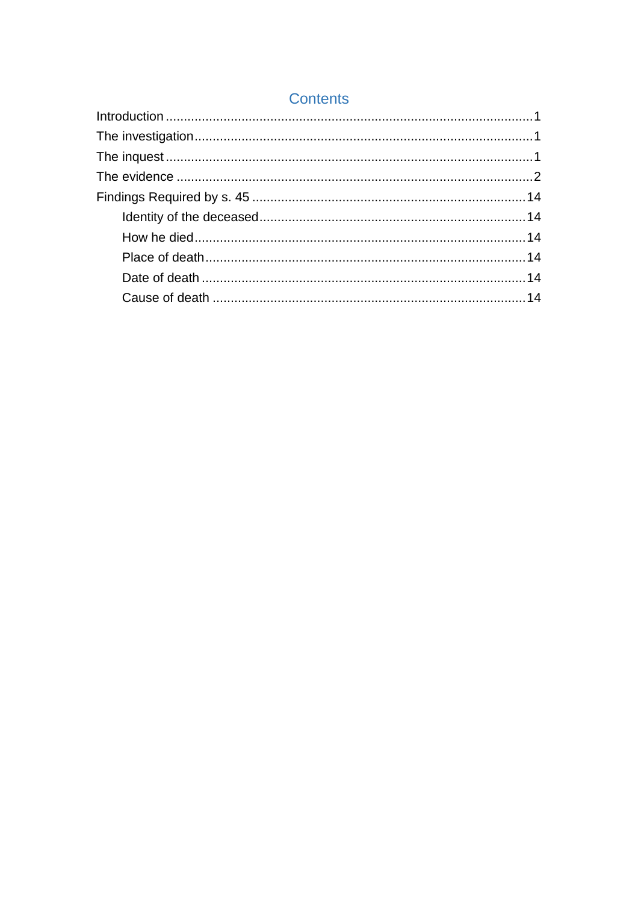## Contents

Introduction .......... 1

The investigation .......... 1

The inquest .......... 1

The evidence .......... 2

Findings Required by s. 45 .......... 14

- Identity of the deceased .......... 14
- How he died .......... 14
- Place of death .......... 14
- Date of death .......... 14
- Cause of death .......... 14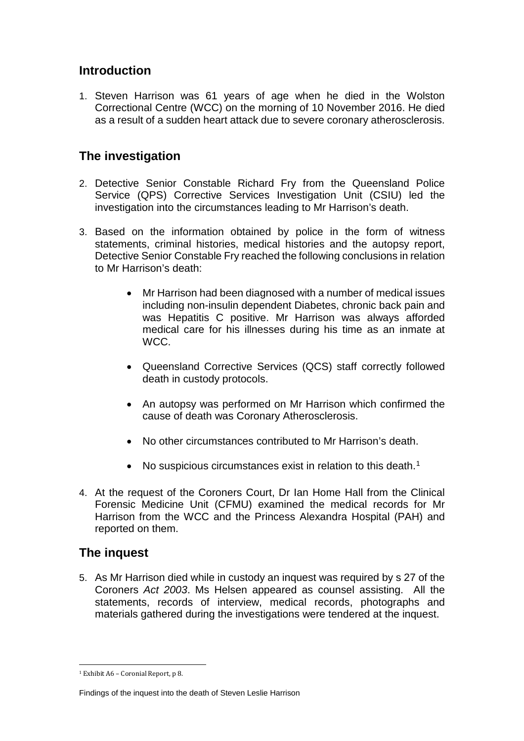## Introduction

1. Steven Harrison was 61 years of age when he died in the Wolston Correctional Centre (WCC) on the morning of 10 November 2016. He died as a result of a sudden heart attack due to severe coronary atherosclerosis.

## The investigation

2. Detective Senior Constable Richard Fry from the Queensland Police Service (QPS) Corrective Services Investigation Unit (CSIU) led the investigation into the circumstances leading to Mr Harrison's death.

3. Based on the information obtained by police in the form of witness statements, criminal histories, medical histories and the autopsy report, Detective Senior Constable Fry reached the following conclusions in relation to Mr Harrison's death:

   - Mr Harrison had been diagnosed with a number of medical issues including non-insulin dependent Diabetes, chronic back pain and was Hepatitis C positive. Mr Harrison was always afforded medical care for his illnesses during his time as an inmate at WCC.
   - Queensland Corrective Services (QCS) staff correctly followed death in custody protocols.
   - An autopsy was performed on Mr Harrison which confirmed the cause of death was Coronary Atherosclerosis.
   - No other circumstances contributed to Mr Harrison's death.
   - No suspicious circumstances exist in relation to this death.[1]

4. At the request of the Coroners Court, Dr Ian Home Hall from the Clinical Forensic Medicine Unit (CFMU) examined the medical records for Mr Harrison from the WCC and the Princess Alexandra Hospital (PAH) and reported on them.

## The inquest

5. As Mr Harrison died while in custody an inquest was required by s 27 of the Coroners *Act 2003*. Ms Helsen appeared as counsel assisting. All the statements, records of interview, medical records, photographs and materials gathered during the investigations were tendered at the inquest.

---

[1] Exhibit A6 – Coronial Report, p 8.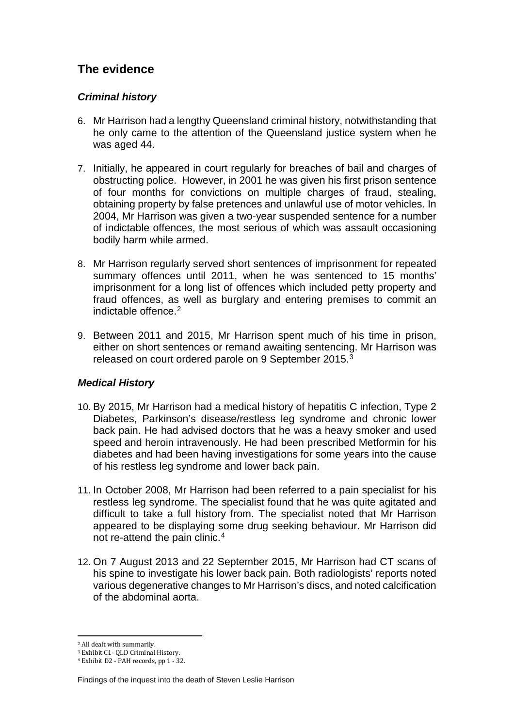## The evidence

### *Criminal history*

6. Mr Harrison had a lengthy Queensland criminal history, notwithstanding that he only came to the attention of the Queensland justice system when he was aged 44.

7. Initially, he appeared in court regularly for breaches of bail and charges of obstructing police. However, in 2001 he was given his first prison sentence of four months for convictions on multiple charges of fraud, stealing, obtaining property by false pretences and unlawful use of motor vehicles. In 2004, Mr Harrison was given a two-year suspended sentence for a number of indictable offences, the most serious of which was assault occasioning bodily harm while armed.

8. Mr Harrison regularly served short sentences of imprisonment for repeated summary offences until 2011, when he was sentenced to 15 months' imprisonment for a long list of offences which included petty property and fraud offences, as well as burglary and entering premises to commit an indictable offence.[2]

9. Between 2011 and 2015, Mr Harrison spent much of his time in prison, either on short sentences or remand awaiting sentencing. Mr Harrison was released on court ordered parole on 9 September 2015.[3]

### *Medical History*

10. By 2015, Mr Harrison had a medical history of hepatitis C infection, Type 2 Diabetes, Parkinson's disease/restless leg syndrome and chronic lower back pain. He had advised doctors that he was a heavy smoker and used speed and heroin intravenously. He had been prescribed Metformin for his diabetes and had been having investigations for some years into the cause of his restless leg syndrome and lower back pain.

11. In October 2008, Mr Harrison had been referred to a pain specialist for his restless leg syndrome. The specialist found that he was quite agitated and difficult to take a full history from. The specialist noted that Mr Harrison appeared to be displaying some drug seeking behaviour. Mr Harrison did not re-attend the pain clinic.[4]

12. On 7 August 2013 and 22 September 2015, Mr Harrison had CT scans of his spine to investigate his lower back pain. Both radiologists' reports noted various degenerative changes to Mr Harrison's discs, and noted calcification of the abdominal aorta.

---

[2] All dealt with summarily.

[3] Exhibit C1- QLD Criminal History.

[4] Exhibit D2 - PAH records, pp 1 - 32.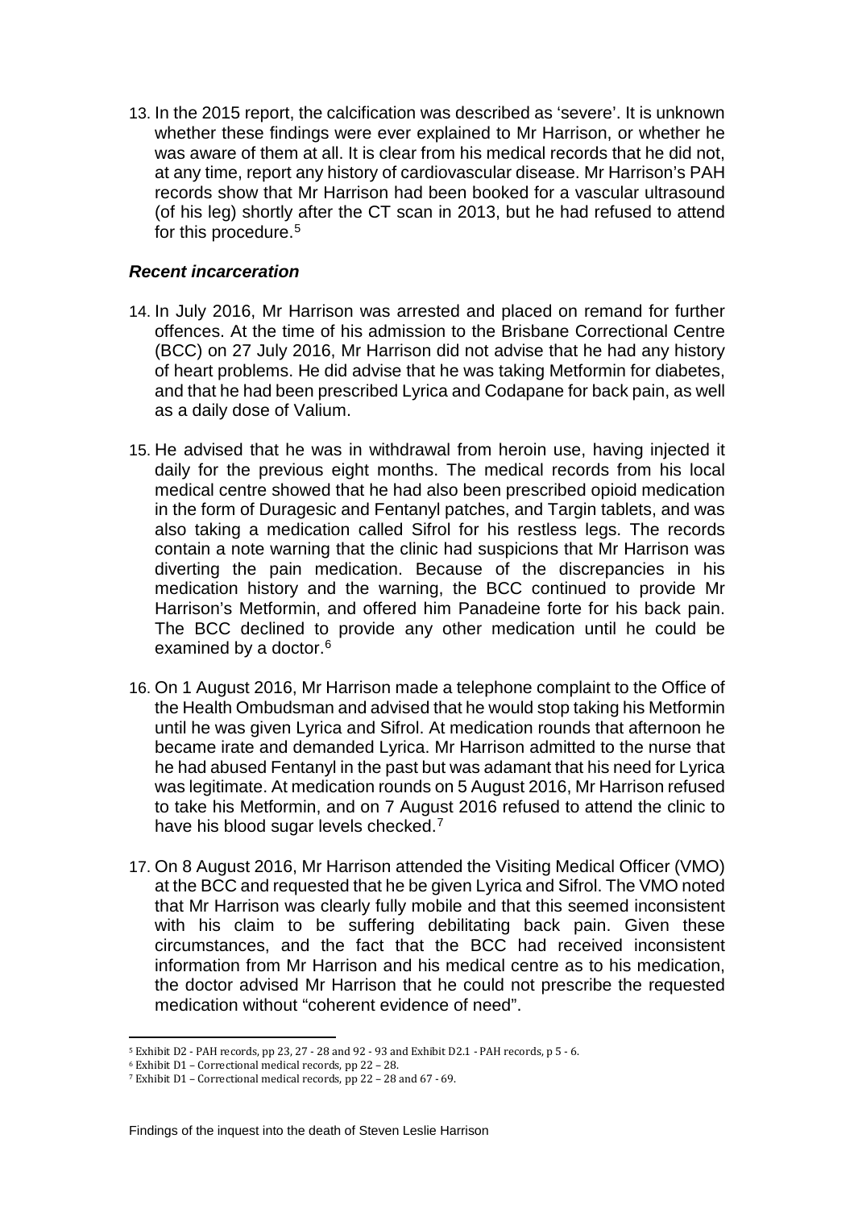13. In the 2015 report, the calcification was described as 'severe'. It is unknown whether these findings were ever explained to Mr Harrison, or whether he was aware of them at all. It is clear from his medical records that he did not, at any time, report any history of cardiovascular disease. Mr Harrison's PAH records show that Mr Harrison had been booked for a vascular ultrasound (of his leg) shortly after the CT scan in 2013, but he had refused to attend for this procedure.[5]

### *Recent incarceration*

14. In July 2016, Mr Harrison was arrested and placed on remand for further offences. At the time of his admission to the Brisbane Correctional Centre (BCC) on 27 July 2016, Mr Harrison did not advise that he had any history of heart problems. He did advise that he was taking Metformin for diabetes, and that he had been prescribed Lyrica and Codapane for back pain, as well as a daily dose of Valium.

15. He advised that he was in withdrawal from heroin use, having injected it daily for the previous eight months. The medical records from his local medical centre showed that he had also been prescribed opioid medication in the form of Duragesic and Fentanyl patches, and Targin tablets, and was also taking a medication called Sifrol for his restless legs. The records contain a note warning that the clinic had suspicions that Mr Harrison was diverting the pain medication. Because of the discrepancies in his medication history and the warning, the BCC continued to provide Mr Harrison's Metformin, and offered him Panadeine forte for his back pain. The BCC declined to provide any other medication until he could be examined by a doctor.[6]

16. On 1 August 2016, Mr Harrison made a telephone complaint to the Office of the Health Ombudsman and advised that he would stop taking his Metformin until he was given Lyrica and Sifrol. At medication rounds that afternoon he became irate and demanded Lyrica. Mr Harrison admitted to the nurse that he had abused Fentanyl in the past but was adamant that his need for Lyrica was legitimate. At medication rounds on 5 August 2016, Mr Harrison refused to take his Metformin, and on 7 August 2016 refused to attend the clinic to have his blood sugar levels checked.[7]

17. On 8 August 2016, Mr Harrison attended the Visiting Medical Officer (VMO) at the BCC and requested that he be given Lyrica and Sifrol. The VMO noted that Mr Harrison was clearly fully mobile and that this seemed inconsistent with his claim to be suffering debilitating back pain. Given these circumstances, and the fact that the BCC had received inconsistent information from Mr Harrison and his medical centre as to his medication, the doctor advised Mr Harrison that he could not prescribe the requested medication without "coherent evidence of need".

---

[5] Exhibit D2 - PAH records, pp 23, 27 - 28 and 92 - 93 and Exhibit D2.1 - PAH records, p 5 - 6.

[6] Exhibit D1 – Correctional medical records, pp 22 – 28.

[7] Exhibit D1 – Correctional medical records, pp 22 – 28 and 67 - 69.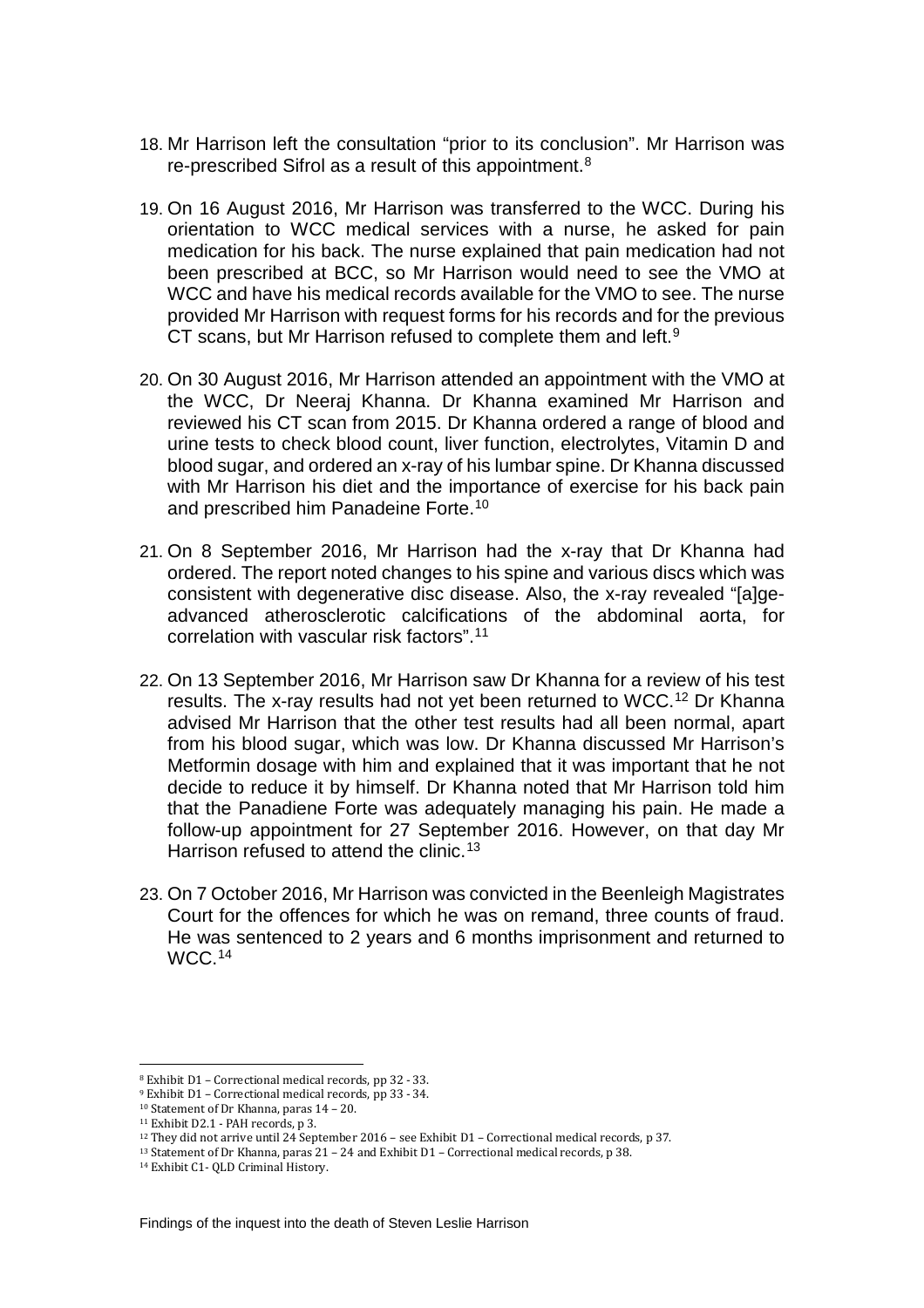18. Mr Harrison left the consultation "prior to its conclusion". Mr Harrison was re-prescribed Sifrol as a result of this appointment.[8]

19. On 16 August 2016, Mr Harrison was transferred to the WCC. During his orientation to WCC medical services with a nurse, he asked for pain medication for his back. The nurse explained that pain medication had not been prescribed at BCC, so Mr Harrison would need to see the VMO at WCC and have his medical records available for the VMO to see. The nurse provided Mr Harrison with request forms for his records and for the previous CT scans, but Mr Harrison refused to complete them and left.[9]

20. On 30 August 2016, Mr Harrison attended an appointment with the VMO at the WCC, Dr Neeraj Khanna. Dr Khanna examined Mr Harrison and reviewed his CT scan from 2015. Dr Khanna ordered a range of blood and urine tests to check blood count, liver function, electrolytes, Vitamin D and blood sugar, and ordered an x-ray of his lumbar spine. Dr Khanna discussed with Mr Harrison his diet and the importance of exercise for his back pain and prescribed him Panadeine Forte.[10]

21. On 8 September 2016, Mr Harrison had the x-ray that Dr Khanna had ordered. The report noted changes to his spine and various discs which was consistent with degenerative disc disease. Also, the x-ray revealed "[a]ge-advanced atherosclerotic calcifications of the abdominal aorta, for correlation with vascular risk factors".[11]

22. On 13 September 2016, Mr Harrison saw Dr Khanna for a review of his test results. The x-ray results had not yet been returned to WCC.[12] Dr Khanna advised Mr Harrison that the other test results had all been normal, apart from his blood sugar, which was low. Dr Khanna discussed Mr Harrison's Metformin dosage with him and explained that it was important that he not decide to reduce it by himself. Dr Khanna noted that Mr Harrison told him that the Panadiene Forte was adequately managing his pain. He made a follow-up appointment for 27 September 2016. However, on that day Mr Harrison refused to attend the clinic.[13]

23. On 7 October 2016, Mr Harrison was convicted in the Beenleigh Magistrates Court for the offences for which he was on remand, three counts of fraud. He was sentenced to 2 years and 6 months imprisonment and returned to WCC.[14]

---

[8] Exhibit D1 – Correctional medical records, pp 32 - 33.

[9] Exhibit D1 – Correctional medical records, pp 33 - 34.

[10] Statement of Dr Khanna, paras 14 – 20.

[11] Exhibit D2.1 - PAH records, p 3.

[12] They did not arrive until 24 September 2016 – see Exhibit D1 – Correctional medical records, p 37.

[13] Statement of Dr Khanna, paras 21 – 24 and Exhibit D1 – Correctional medical records, p 38.

[14] Exhibit C1- QLD Criminal History.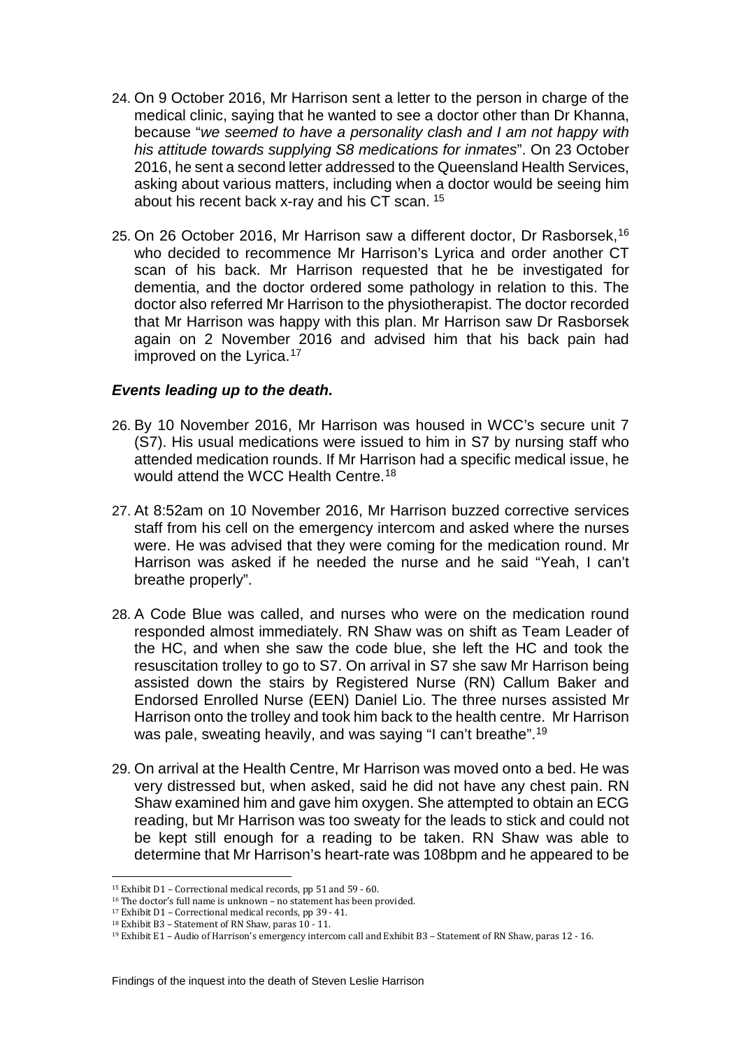24. On 9 October 2016, Mr Harrison sent a letter to the person in charge of the medical clinic, saying that he wanted to see a doctor other than Dr Khanna, because "*we seemed to have a personality clash and I am not happy with his attitude towards supplying S8 medications for inmates*". On 23 October 2016, he sent a second letter addressed to the Queensland Health Services, asking about various matters, including when a doctor would be seeing him about his recent back x-ray and his CT scan. [15]

25. On 26 October 2016, Mr Harrison saw a different doctor, Dr Rasborsek,[16] who decided to recommence Mr Harrison's Lyrica and order another CT scan of his back. Mr Harrison requested that he be investigated for dementia, and the doctor ordered some pathology in relation to this. The doctor also referred Mr Harrison to the physiotherapist. The doctor recorded that Mr Harrison was happy with this plan. Mr Harrison saw Dr Rasborsek again on 2 November 2016 and advised him that his back pain had improved on the Lyrica.[17]

### ***Events leading up to the death.***

26. By 10 November 2016, Mr Harrison was housed in WCC's secure unit 7 (S7). His usual medications were issued to him in S7 by nursing staff who attended medication rounds. If Mr Harrison had a specific medical issue, he would attend the WCC Health Centre.[18]

27. At 8:52am on 10 November 2016, Mr Harrison buzzed corrective services staff from his cell on the emergency intercom and asked where the nurses were. He was advised that they were coming for the medication round. Mr Harrison was asked if he needed the nurse and he said "Yeah, I can't breathe properly".

28. A Code Blue was called, and nurses who were on the medication round responded almost immediately. RN Shaw was on shift as Team Leader of the HC, and when she saw the code blue, she left the HC and took the resuscitation trolley to go to S7. On arrival in S7 she saw Mr Harrison being assisted down the stairs by Registered Nurse (RN) Callum Baker and Endorsed Enrolled Nurse (EEN) Daniel Lio. The three nurses assisted Mr Harrison onto the trolley and took him back to the health centre. Mr Harrison was pale, sweating heavily, and was saying "I can't breathe".[19]

29. On arrival at the Health Centre, Mr Harrison was moved onto a bed. He was very distressed but, when asked, said he did not have any chest pain. RN Shaw examined him and gave him oxygen. She attempted to obtain an ECG reading, but Mr Harrison was too sweaty for the leads to stick and could not be kept still enough for a reading to be taken. RN Shaw was able to determine that Mr Harrison's heart-rate was 108bpm and he appeared to be

---

[15] Exhibit D1 – Correctional medical records, pp 51 and 59 - 60.

[16] The doctor's full name is unknown – no statement has been provided.

[17] Exhibit D1 – Correctional medical records, pp 39 - 41.

[18] Exhibit B3 – Statement of RN Shaw, paras 10 - 11.

[19] Exhibit E1 – Audio of Harrison's emergency intercom call and Exhibit B3 – Statement of RN Shaw, paras 12 - 16.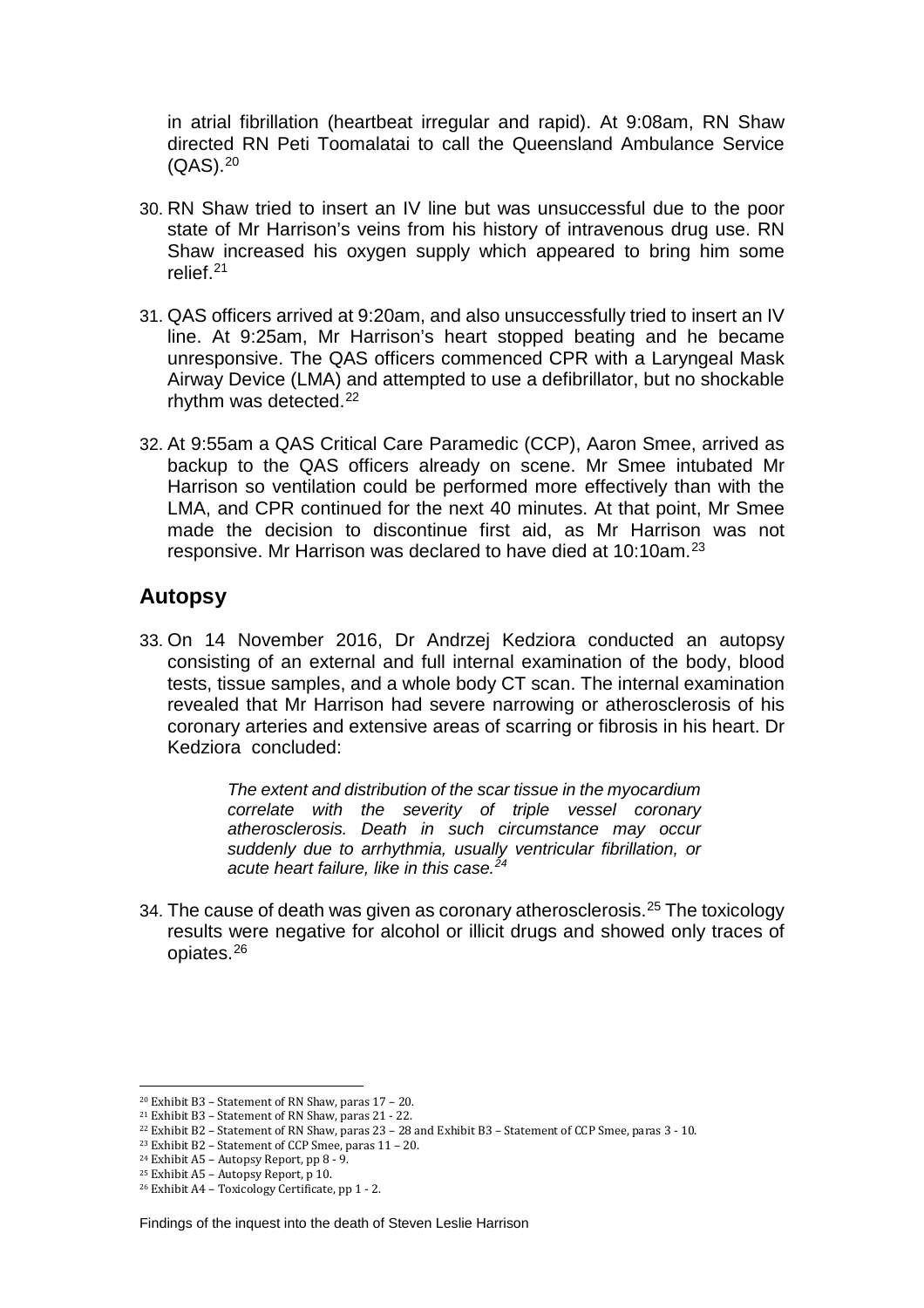in atrial fibrillation (heartbeat irregular and rapid). At 9:08am, RN Shaw directed RN Peti Toomalatai to call the Queensland Ambulance Service (QAS).[20]

30. RN Shaw tried to insert an IV line but was unsuccessful due to the poor state of Mr Harrison's veins from his history of intravenous drug use. RN Shaw increased his oxygen supply which appeared to bring him some relief.[21]

31. QAS officers arrived at 9:20am, and also unsuccessfully tried to insert an IV line. At 9:25am, Mr Harrison's heart stopped beating and he became unresponsive. The QAS officers commenced CPR with a Laryngeal Mask Airway Device (LMA) and attempted to use a defibrillator, but no shockable rhythm was detected.[22]

32. At 9:55am a QAS Critical Care Paramedic (CCP), Aaron Smee, arrived as backup to the QAS officers already on scene. Mr Smee intubated Mr Harrison so ventilation could be performed more effectively than with the LMA, and CPR continued for the next 40 minutes. At that point, Mr Smee made the decision to discontinue first aid, as Mr Harrison was not responsive. Mr Harrison was declared to have died at 10:10am.[23]

## Autopsy

33. On 14 November 2016, Dr Andrzej Kedziora conducted an autopsy consisting of an external and full internal examination of the body, blood tests, tissue samples, and a whole body CT scan. The internal examination revealed that Mr Harrison had severe narrowing or atherosclerosis of his coronary arteries and extensive areas of scarring or fibrosis in his heart. Dr Kedziora concluded:

> *The extent and distribution of the scar tissue in the myocardium correlate with the severity of triple vessel coronary atherosclerosis. Death in such circumstance may occur suddenly due to arrhythmia, usually ventricular fibrillation, or acute heart failure, like in this case.*[24]

34. The cause of death was given as coronary atherosclerosis.[25] The toxicology results were negative for alcohol or illicit drugs and showed only traces of opiates.[26]

---

[20] Exhibit B3 – Statement of RN Shaw, paras 17 – 20.
[21] Exhibit B3 – Statement of RN Shaw, paras 21 - 22.
[22] Exhibit B2 – Statement of RN Shaw, paras 23 – 28 and Exhibit B3 – Statement of CCP Smee, paras 3 - 10.
[23] Exhibit B2 – Statement of CCP Smee, paras 11 – 20.
[24] Exhibit A5 – Autopsy Report, pp 8 - 9.
[25] Exhibit A5 – Autopsy Report, p 10.
[26] Exhibit A4 – Toxicology Certificate, pp 1 - 2.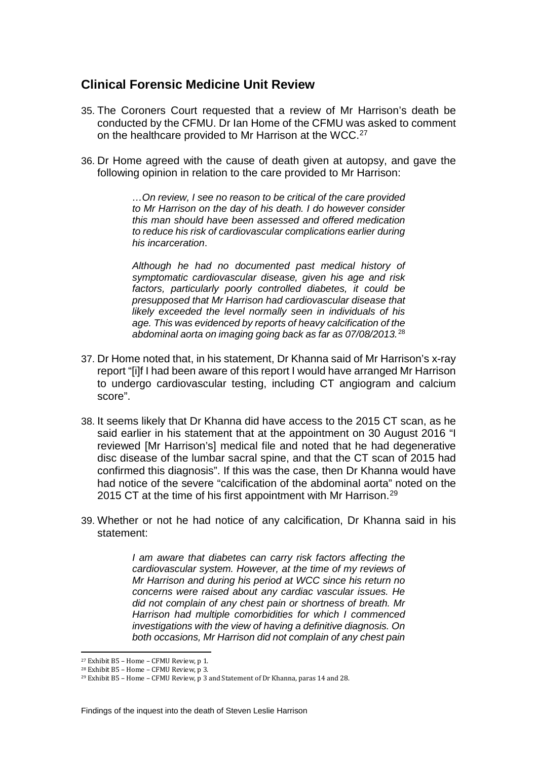## Clinical Forensic Medicine Unit Review

35. The Coroners Court requested that a review of Mr Harrison's death be conducted by the CFMU. Dr Ian Home of the CFMU was asked to comment on the healthcare provided to Mr Harrison at the WCC.[27]

36. Dr Home agreed with the cause of death given at autopsy, and gave the following opinion in relation to the care provided to Mr Harrison:

> *…On review, I see no reason to be critical of the care provided to Mr Harrison on the day of his death. I do however consider this man should have been assessed and offered medication to reduce his risk of cardiovascular complications earlier during his incarceration*.
>
> *Although he had no documented past medical history of symptomatic cardiovascular disease, given his age and risk factors, particularly poorly controlled diabetes, it could be presupposed that Mr Harrison had cardiovascular disease that likely exceeded the level normally seen in individuals of his age. This was evidenced by reports of heavy calcification of the abdominal aorta on imaging going back as far as 07/08/2013.*[28]

37. Dr Home noted that, in his statement, Dr Khanna said of Mr Harrison's x-ray report "[i]f I had been aware of this report I would have arranged Mr Harrison to undergo cardiovascular testing, including CT angiogram and calcium score".

38. It seems likely that Dr Khanna did have access to the 2015 CT scan, as he said earlier in his statement that at the appointment on 30 August 2016 "I reviewed [Mr Harrison's] medical file and noted that he had degenerative disc disease of the lumbar sacral spine, and that the CT scan of 2015 had confirmed this diagnosis". If this was the case, then Dr Khanna would have had notice of the severe "calcification of the abdominal aorta" noted on the 2015 CT at the time of his first appointment with Mr Harrison.[29]

39. Whether or not he had notice of any calcification, Dr Khanna said in his statement:

> *I am aware that diabetes can carry risk factors affecting the cardiovascular system. However, at the time of my reviews of Mr Harrison and during his period at WCC since his return no concerns were raised about any cardiac vascular issues. He did not complain of any chest pain or shortness of breath. Mr Harrison had multiple comorbidities for which I commenced investigations with the view of having a definitive diagnosis. On both occasions, Mr Harrison did not complain of any chest pain*

---

[27] Exhibit B5 – Home – CFMU Review, p 1.

[28] Exhibit B5 – Home – CFMU Review, p 3.

[29] Exhibit B5 – Home – CFMU Review, p 3 and Statement of Dr Khanna, paras 14 and 28.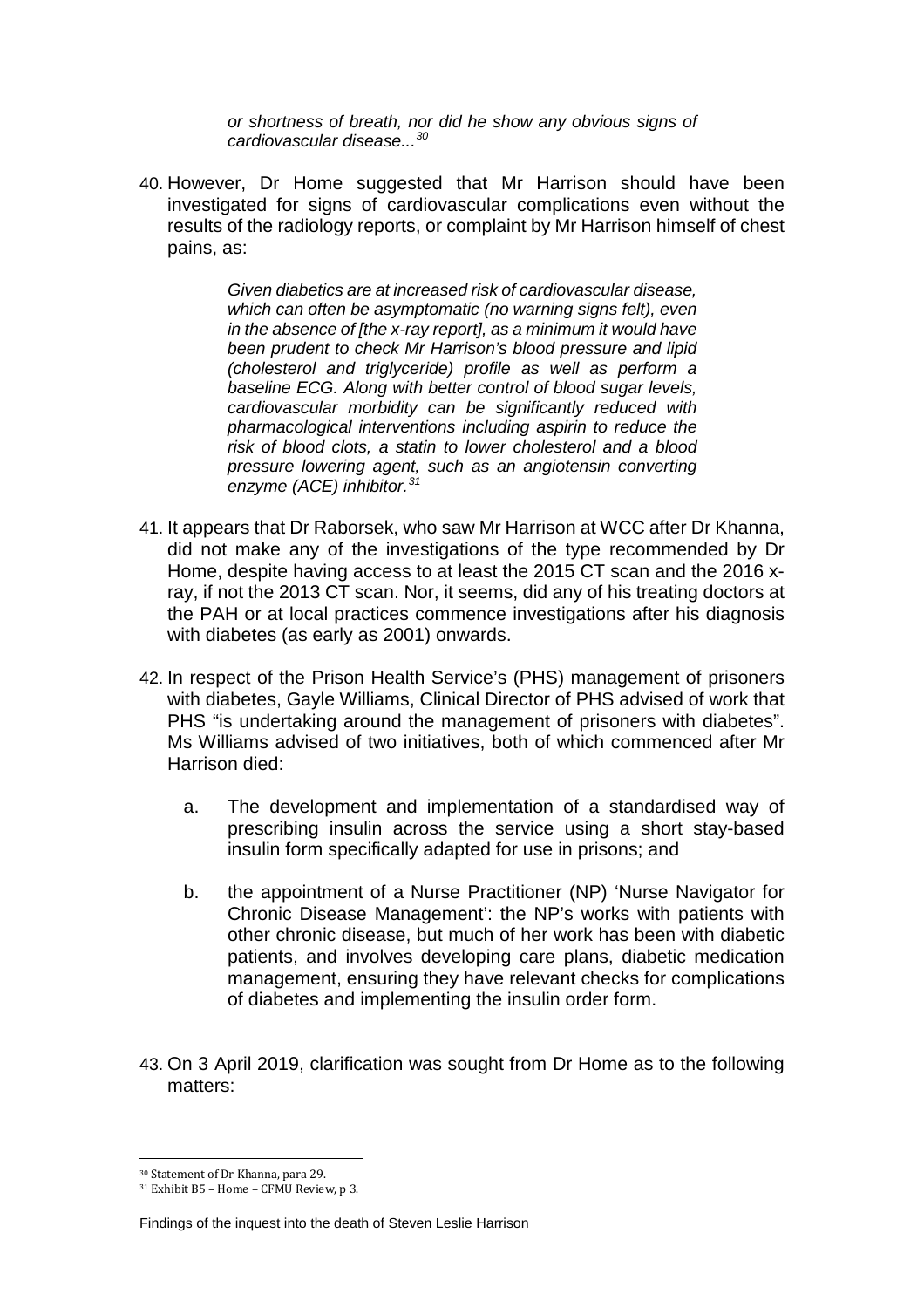> *or shortness of breath, nor did he show any obvious signs of cardiovascular disease...*[30]

40. However, Dr Home suggested that Mr Harrison should have been investigated for signs of cardiovascular complications even without the results of the radiology reports, or complaint by Mr Harrison himself of chest pains, as:

> *Given diabetics are at increased risk of cardiovascular disease, which can often be asymptomatic (no warning signs felt), even in the absence of [the x-ray report], as a minimum it would have been prudent to check Mr Harrison's blood pressure and lipid (cholesterol and triglyceride) profile as well as perform a baseline ECG. Along with better control of blood sugar levels, cardiovascular morbidity can be significantly reduced with pharmacological interventions including aspirin to reduce the risk of blood clots, a statin to lower cholesterol and a blood pressure lowering agent, such as an angiotensin converting enzyme (ACE) inhibitor.*[31]

41. It appears that Dr Raborsek, who saw Mr Harrison at WCC after Dr Khanna, did not make any of the investigations of the type recommended by Dr Home, despite having access to at least the 2015 CT scan and the 2016 x-ray, if not the 2013 CT scan. Nor, it seems, did any of his treating doctors at the PAH or at local practices commence investigations after his diagnosis with diabetes (as early as 2001) onwards.

42. In respect of the Prison Health Service's (PHS) management of prisoners with diabetes, Gayle Williams, Clinical Director of PHS advised of work that PHS "is undertaking around the management of prisoners with diabetes". Ms Williams advised of two initiatives, both of which commenced after Mr Harrison died:

    a. The development and implementation of a standardised way of prescribing insulin across the service using a short stay-based insulin form specifically adapted for use in prisons; and

    b. the appointment of a Nurse Practitioner (NP) 'Nurse Navigator for Chronic Disease Management': the NP's works with patients with other chronic disease, but much of her work has been with diabetic patients, and involves developing care plans, diabetic medication management, ensuring they have relevant checks for complications of diabetes and implementing the insulin order form.

43. On 3 April 2019, clarification was sought from Dr Home as to the following matters:

---

[30] Statement of Dr Khanna, para 29.

[31] Exhibit B5 – Home – CFMU Review, p 3.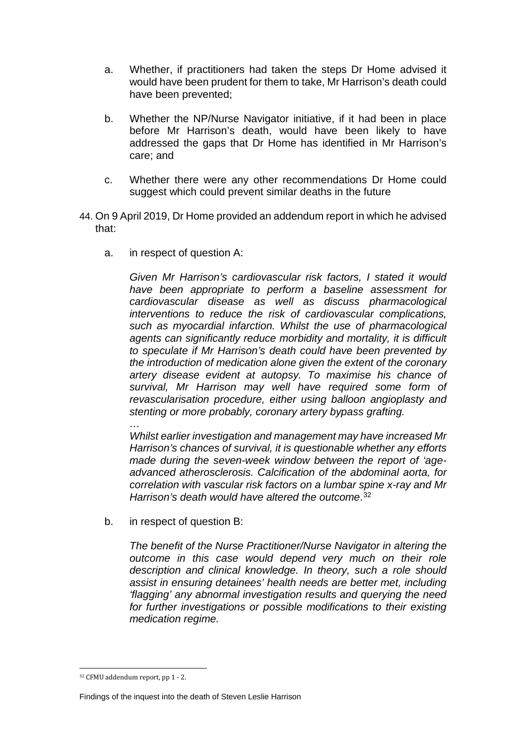a. Whether, if practitioners had taken the steps Dr Home advised it would have been prudent for them to take, Mr Harrison's death could have been prevented;

b. Whether the NP/Nurse Navigator initiative, if it had been in place before Mr Harrison's death, would have been likely to have addressed the gaps that Dr Home has identified in Mr Harrison's care; and

c. Whether there were any other recommendations Dr Home could suggest which could prevent similar deaths in the future

44. On 9 April 2019, Dr Home provided an addendum report in which he advised that:

    a. in respect of question A:

    *Given Mr Harrison's cardiovascular risk factors, I stated it would have been appropriate to perform a baseline assessment for cardiovascular disease as well as discuss pharmacological interventions to reduce the risk of cardiovascular complications, such as myocardial infarction. Whilst the use of pharmacological agents can significantly reduce morbidity and mortality, it is difficult to speculate if Mr Harrison's death could have been prevented by the introduction of medication alone given the extent of the coronary artery disease evident at autopsy. To maximise his chance of survival, Mr Harrison may well have required some form of revascularisation procedure, either using balloon angioplasty and stenting or more probably, coronary artery bypass grafting.*

    *…*

    *Whilst earlier investigation and management may have increased Mr Harrison's chances of survival, it is questionable whether any efforts made during the seven-week window between the report of 'age-advanced atherosclerosis. Calcification of the abdominal aorta, for correlation with vascular risk factors on a lumbar spine x-ray and Mr Harrison's death would have altered the outcome*.[32]

    b. in respect of question B:

    *The benefit of the Nurse Practitioner/Nurse Navigator in altering the outcome in this case would depend very much on their role description and clinical knowledge. In theory, such a role should assist in ensuring detainees' health needs are better met, including 'flagging' any abnormal investigation results and querying the need for further investigations or possible modifications to their existing medication regime.*

[32] CFMU addendum report, pp 1 - 2.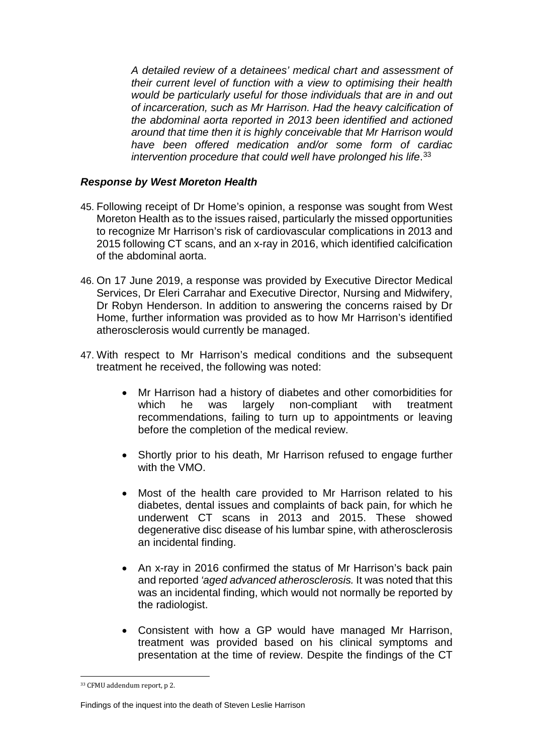*A detailed review of a detainees' medical chart and assessment of their current level of function with a view to optimising their health would be particularly useful for those individuals that are in and out of incarceration, such as Mr Harrison. Had the heavy calcification of the abdominal aorta reported in 2013 been identified and actioned around that time then it is highly conceivable that Mr Harrison would have been offered medication and/or some form of cardiac intervention procedure that could well have prolonged his life*.[33]

### *Response by West Moreton Health*

45. Following receipt of Dr Home's opinion, a response was sought from West Moreton Health as to the issues raised, particularly the missed opportunities to recognize Mr Harrison's risk of cardiovascular complications in 2013 and 2015 following CT scans, and an x-ray in 2016, which identified calcification of the abdominal aorta.

46. On 17 June 2019, a response was provided by Executive Director Medical Services, Dr Eleri Carrahar and Executive Director, Nursing and Midwifery, Dr Robyn Henderson. In addition to answering the concerns raised by Dr Home, further information was provided as to how Mr Harrison's identified atherosclerosis would currently be managed.

47. With respect to Mr Harrison's medical conditions and the subsequent treatment he received, the following was noted:

    - Mr Harrison had a history of diabetes and other comorbidities for which he was largely non-compliant with treatment recommendations, failing to turn up to appointments or leaving before the completion of the medical review.

    - Shortly prior to his death, Mr Harrison refused to engage further with the VMO.

    - Most of the health care provided to Mr Harrison related to his diabetes, dental issues and complaints of back pain, for which he underwent CT scans in 2013 and 2015. These showed degenerative disc disease of his lumbar spine, with atherosclerosis an incidental finding.

    - An x-ray in 2016 confirmed the status of Mr Harrison's back pain and reported *'aged advanced atherosclerosis.* It was noted that this was an incidental finding, which would not normally be reported by the radiologist.

    - Consistent with how a GP would have managed Mr Harrison, treatment was provided based on his clinical symptoms and presentation at the time of review. Despite the findings of the CT

[33] CFMU addendum report, p 2.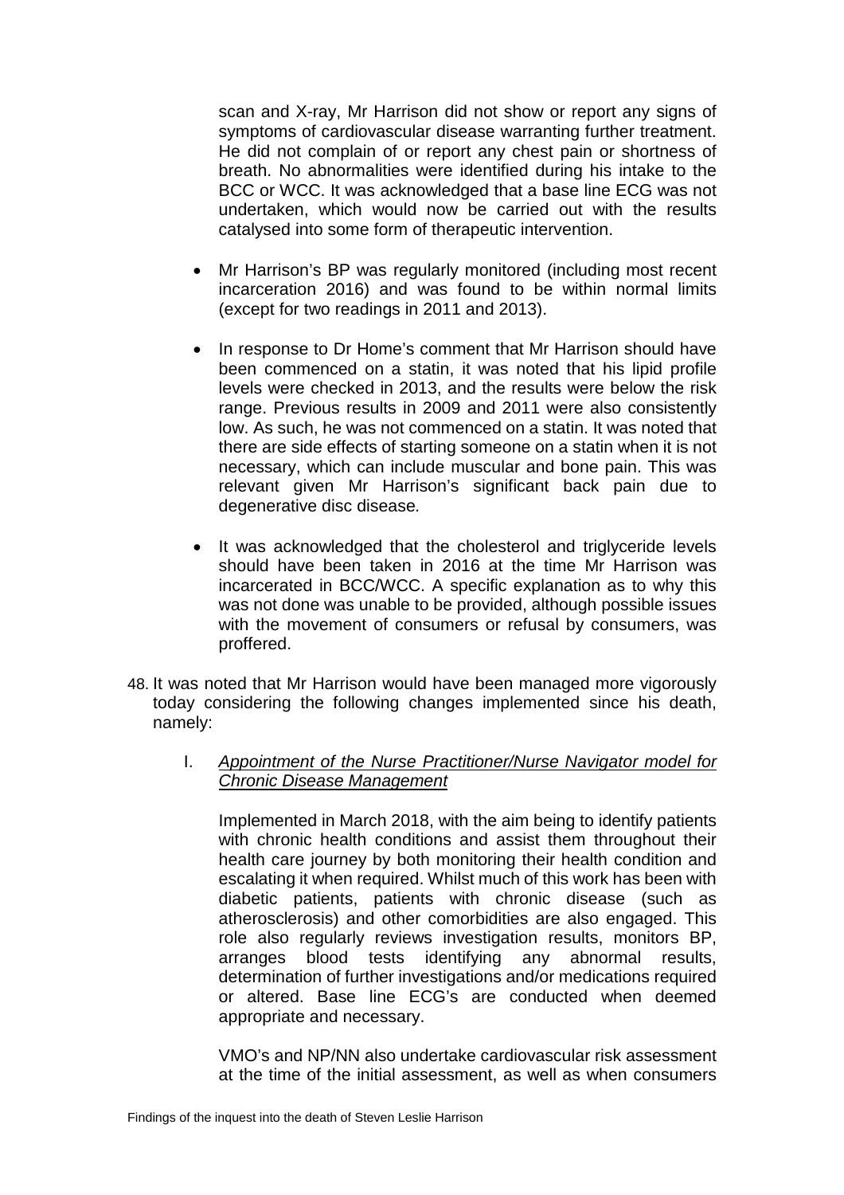scan and X-ray, Mr Harrison did not show or report any signs of symptoms of cardiovascular disease warranting further treatment. He did not complain of or report any chest pain or shortness of breath. No abnormalities were identified during his intake to the BCC or WCC. It was acknowledged that a base line ECG was not undertaken, which would now be carried out with the results catalysed into some form of therapeutic intervention.

- Mr Harrison's BP was regularly monitored (including most recent incarceration 2016) and was found to be within normal limits (except for two readings in 2011 and 2013).

- In response to Dr Home's comment that Mr Harrison should have been commenced on a statin, it was noted that his lipid profile levels were checked in 2013, and the results were below the risk range. Previous results in 2009 and 2011 were also consistently low. As such, he was not commenced on a statin. It was noted that there are side effects of starting someone on a statin when it is not necessary, which can include muscular and bone pain. This was relevant given Mr Harrison's significant back pain due to degenerative disc disease.

- It was acknowledged that the cholesterol and triglyceride levels should have been taken in 2016 at the time Mr Harrison was incarcerated in BCC/WCC. A specific explanation as to why this was not done was unable to be provided, although possible issues with the movement of consumers or refusal by consumers, was proffered.

48. It was noted that Mr Harrison would have been managed more vigorously today considering the following changes implemented since his death, namely:

    I. *Appointment of the Nurse Practitioner/Nurse Navigator model for Chronic Disease Management*

    Implemented in March 2018, with the aim being to identify patients with chronic health conditions and assist them throughout their health care journey by both monitoring their health condition and escalating it when required. Whilst much of this work has been with diabetic patients, patients with chronic disease (such as atherosclerosis) and other comorbidities are also engaged. This role also regularly reviews investigation results, monitors BP, arranges blood tests identifying any abnormal results, determination of further investigations and/or medications required or altered. Base line ECG's are conducted when deemed appropriate and necessary.

    VMO's and NP/NN also undertake cardiovascular risk assessment at the time of the initial assessment, as well as when consumers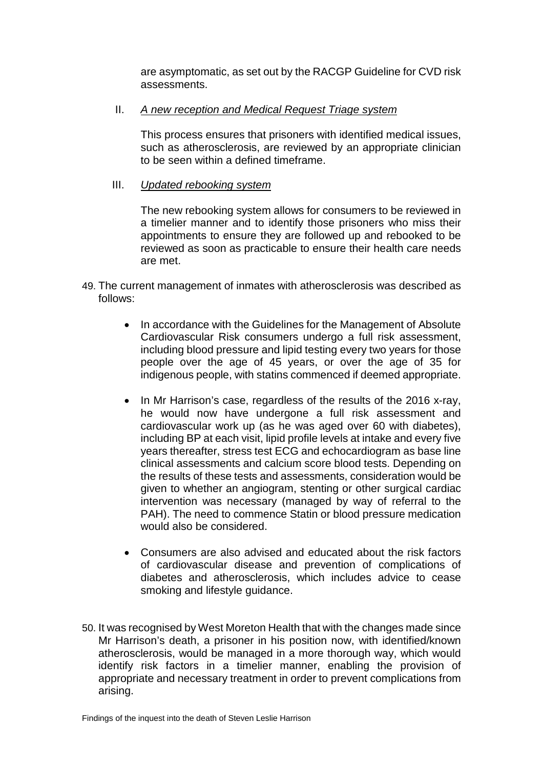are asymptomatic, as set out by the RACGP Guideline for CVD risk assessments.

II. *A new reception and Medical Request Triage system*

This process ensures that prisoners with identified medical issues, such as atherosclerosis, are reviewed by an appropriate clinician to be seen within a defined timeframe.

III. *Updated rebooking system*

The new rebooking system allows for consumers to be reviewed in a timelier manner and to identify those prisoners who miss their appointments to ensure they are followed up and rebooked to be reviewed as soon as practicable to ensure their health care needs are met.

49. The current management of inmates with atherosclerosis was described as follows:

- In accordance with the Guidelines for the Management of Absolute Cardiovascular Risk consumers undergo a full risk assessment, including blood pressure and lipid testing every two years for those people over the age of 45 years, or over the age of 35 for indigenous people, with statins commenced if deemed appropriate.

- In Mr Harrison's case, regardless of the results of the 2016 x-ray, he would now have undergone a full risk assessment and cardiovascular work up (as he was aged over 60 with diabetes), including BP at each visit, lipid profile levels at intake and every five years thereafter, stress test ECG and echocardiogram as base line clinical assessments and calcium score blood tests. Depending on the results of these tests and assessments, consideration would be given to whether an angiogram, stenting or other surgical cardiac intervention was necessary (managed by way of referral to the PAH). The need to commence Statin or blood pressure medication would also be considered.

- Consumers are also advised and educated about the risk factors of cardiovascular disease and prevention of complications of diabetes and atherosclerosis, which includes advice to cease smoking and lifestyle guidance.

50. It was recognised by West Moreton Health that with the changes made since Mr Harrison's death, a prisoner in his position now, with identified/known atherosclerosis, would be managed in a more thorough way, which would identify risk factors in a timelier manner, enabling the provision of appropriate and necessary treatment in order to prevent complications from arising.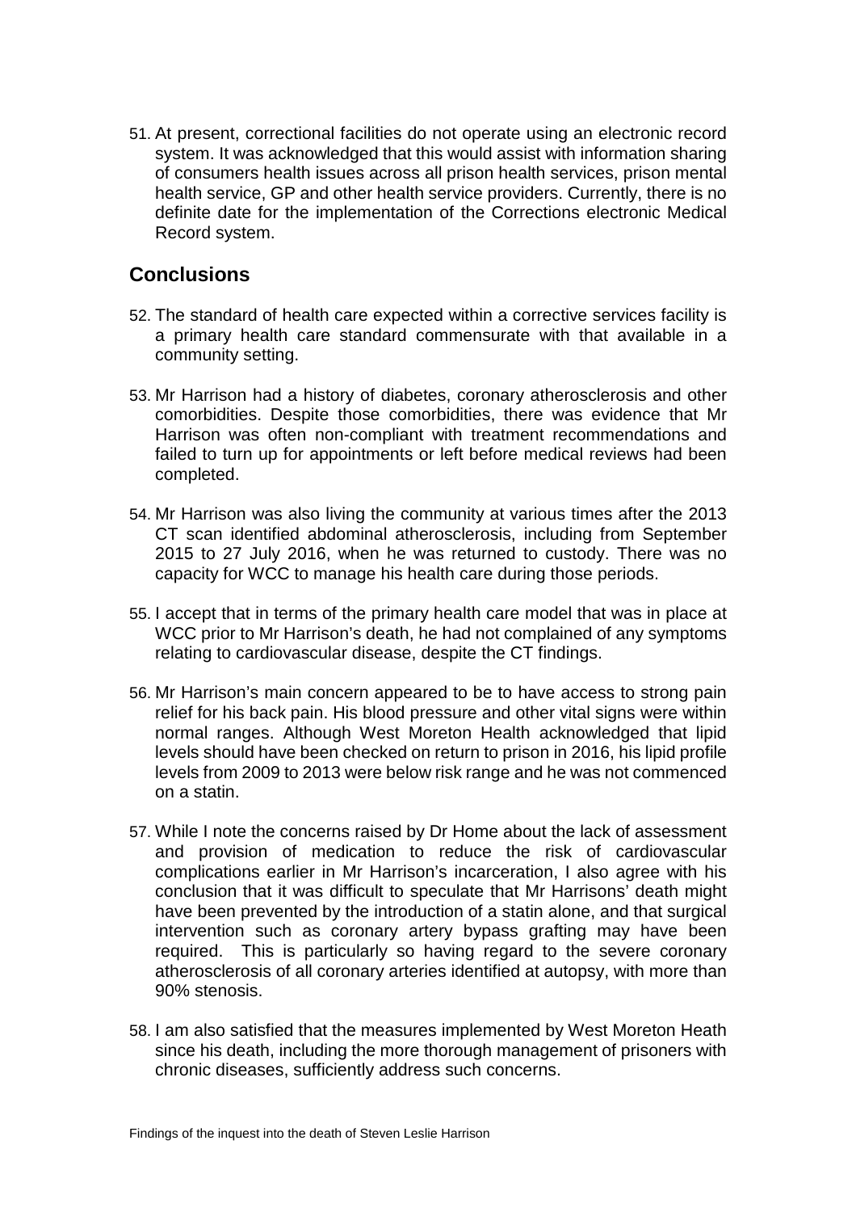51. At present, correctional facilities do not operate using an electronic record system. It was acknowledged that this would assist with information sharing of consumers health issues across all prison health services, prison mental health service, GP and other health service providers. Currently, there is no definite date for the implementation of the Corrections electronic Medical Record system.

## Conclusions

52. The standard of health care expected within a corrective services facility is a primary health care standard commensurate with that available in a community setting.

53. Mr Harrison had a history of diabetes, coronary atherosclerosis and other comorbidities. Despite those comorbidities, there was evidence that Mr Harrison was often non-compliant with treatment recommendations and failed to turn up for appointments or left before medical reviews had been completed.

54. Mr Harrison was also living the community at various times after the 2013 CT scan identified abdominal atherosclerosis, including from September 2015 to 27 July 2016, when he was returned to custody. There was no capacity for WCC to manage his health care during those periods.

55. I accept that in terms of the primary health care model that was in place at WCC prior to Mr Harrison's death, he had not complained of any symptoms relating to cardiovascular disease, despite the CT findings.

56. Mr Harrison's main concern appeared to be to have access to strong pain relief for his back pain. His blood pressure and other vital signs were within normal ranges. Although West Moreton Health acknowledged that lipid levels should have been checked on return to prison in 2016, his lipid profile levels from 2009 to 2013 were below risk range and he was not commenced on a statin.

57. While I note the concerns raised by Dr Home about the lack of assessment and provision of medication to reduce the risk of cardiovascular complications earlier in Mr Harrison's incarceration, I also agree with his conclusion that it was difficult to speculate that Mr Harrisons' death might have been prevented by the introduction of a statin alone, and that surgical intervention such as coronary artery bypass grafting may have been required. This is particularly so having regard to the severe coronary atherosclerosis of all coronary arteries identified at autopsy, with more than 90% stenosis.

58. I am also satisfied that the measures implemented by West Moreton Heath since his death, including the more thorough management of prisoners with chronic diseases, sufficiently address such concerns.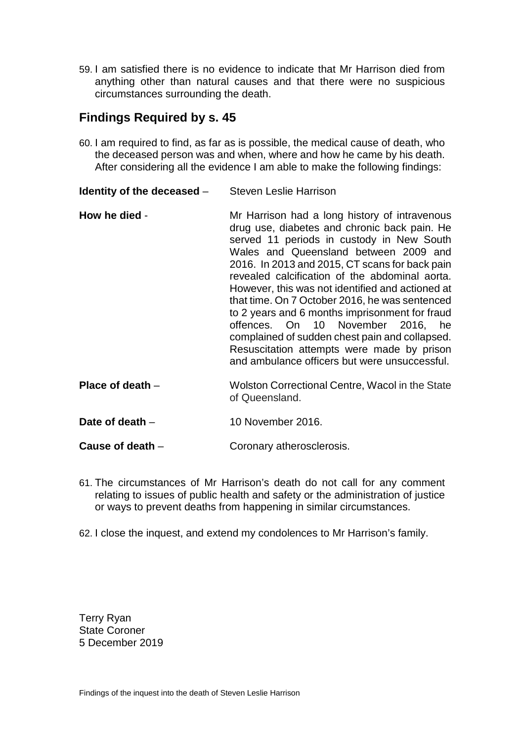59. I am satisfied there is no evidence to indicate that Mr Harrison died from anything other than natural causes and that there were no suspicious circumstances surrounding the death.

## Findings Required by s. 45

60. I am required to find, as far as is possible, the medical cause of death, who the deceased person was and when, where and how he came by his death. After considering all the evidence I am able to make the following findings:

| | |
|---|---|
| **Identity of the deceased** – | Steven Leslie Harrison |
| **How he died** - | Mr Harrison had a long history of intravenous drug use, diabetes and chronic back pain. He served 11 periods in custody in New South Wales and Queensland between 2009 and 2016. In 2013 and 2015, CT scans for back pain revealed calcification of the abdominal aorta. However, this was not identified and actioned at that time. On 7 October 2016, he was sentenced to 2 years and 6 months imprisonment for fraud offences. On 10 November 2016, he complained of sudden chest pain and collapsed. Resuscitation attempts were made by prison and ambulance officers but were unsuccessful. |
| **Place of death** – | Wolston Correctional Centre, Wacol in the State of Queensland. |
| **Date of death** – | 10 November 2016. |
| **Cause of death** – | Coronary atherosclerosis. |

61. The circumstances of Mr Harrison's death do not call for any comment relating to issues of public health and safety or the administration of justice or ways to prevent deaths from happening in similar circumstances.

62. I close the inquest, and extend my condolences to Mr Harrison's family.

Terry Ryan
State Coroner
5 December 2019